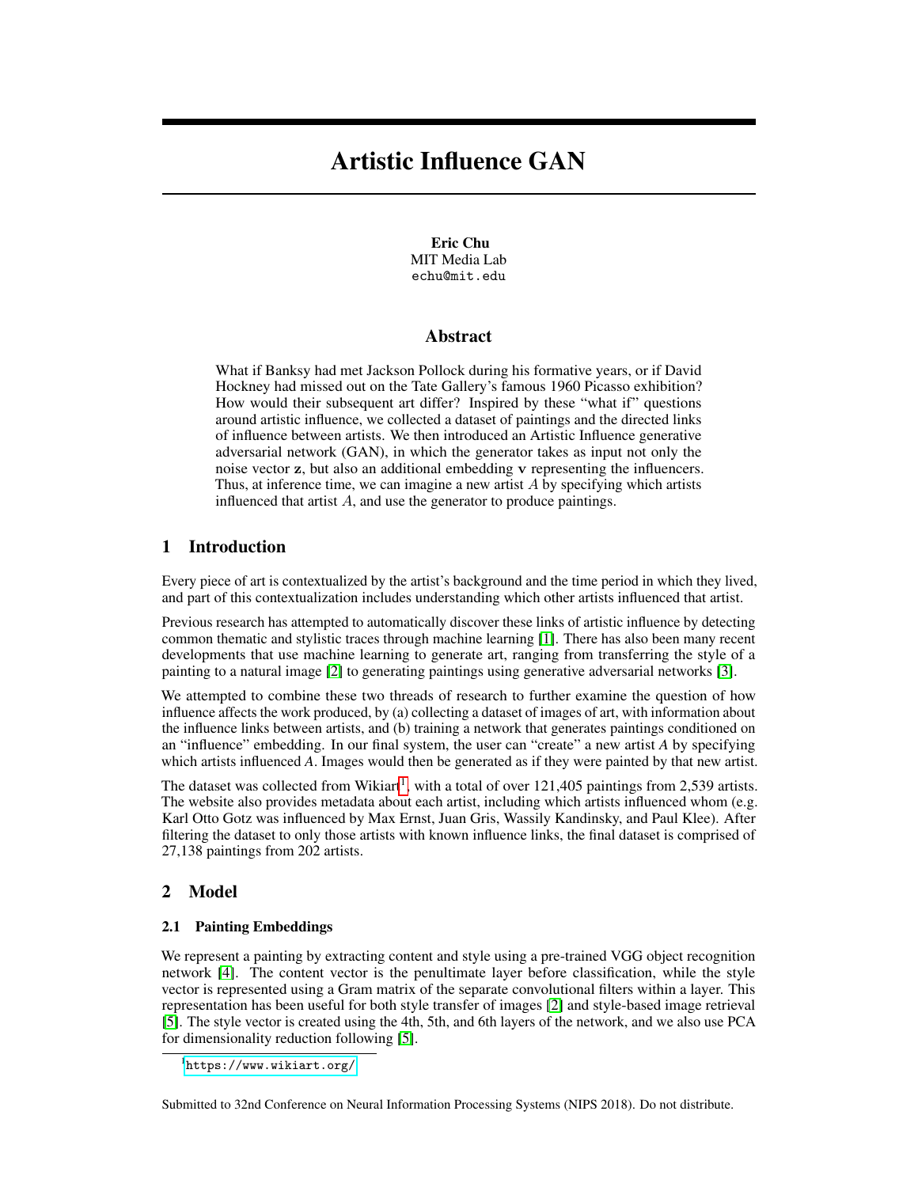# Artistic Influence GAN

**Eric Chu**
MIT Media Lab
`echu@mit.edu`

## Abstract

What if Banksy had met Jackson Pollock during his formative years, or if David Hockney had missed out on the Tate Gallery's famous 1960 Picasso exhibition? How would their subsequent art differ? Inspired by these "what if" questions around artistic influence, we collected a dataset of paintings and the directed links of influence between artists. We then introduced an Artistic Influence generative adversarial network (GAN), in which the generator takes as input not only the noise vector $\mathbf{z}$, but also an additional embedding $\mathbf{v}$ representing the influencers. Thus, at inference time, we can imagine a new artist $A$ by specifying which artists influenced that artist $A$, and use the generator to produce paintings.

## 1 Introduction

Every piece of art is contextualized by the artist's background and the time period in which they lived, and part of this contextualization includes understanding which other artists influenced that artist.

Previous research has attempted to automatically discover these links of artistic influence by detecting common thematic and stylistic traces through machine learning [1]. There has also been many recent developments that use machine learning to generate art, ranging from transferring the style of a painting to a natural image [2] to generating paintings using generative adversarial networks [3].

We attempted to combine these two threads of research to further examine the question of how influence affects the work produced, by (a) collecting a dataset of images of art, with information about the influence links between artists, and (b) training a network that generates paintings conditioned on an "influence" embedding. In our final system, the user can "create" a new artist *A* by specifying which artists influenced *A*. Images would then be generated as if they were painted by that new artist.

The dataset was collected from Wikiart[1], with a total of over 121,405 paintings from 2,539 artists. The website also provides metadata about each artist, including which artists influenced whom (e.g. Karl Otto Gotz was influenced by Max Ernst, Juan Gris, Wassily Kandinsky, and Paul Klee). After filtering the dataset to only those artists with known influence links, the final dataset is comprised of 27,138 paintings from 202 artists.

## 2 Model

### 2.1 Painting Embeddings

We represent a painting by extracting content and style using a pre-trained VGG object recognition network [4]. The content vector is the penultimate layer before classification, while the style vector is represented using a Gram matrix of the separate convolutional filters within a layer. This representation has been useful for both style transfer of images [2] and style-based image retrieval [5]. The style vector is created using the 4th, 5th, and 6th layers of the network, and we also use PCA for dimensionality reduction following [5].

[1] https://www.wikiart.org/

Submitted to 32nd Conference on Neural Information Processing Systems (NIPS 2018). Do not distribute.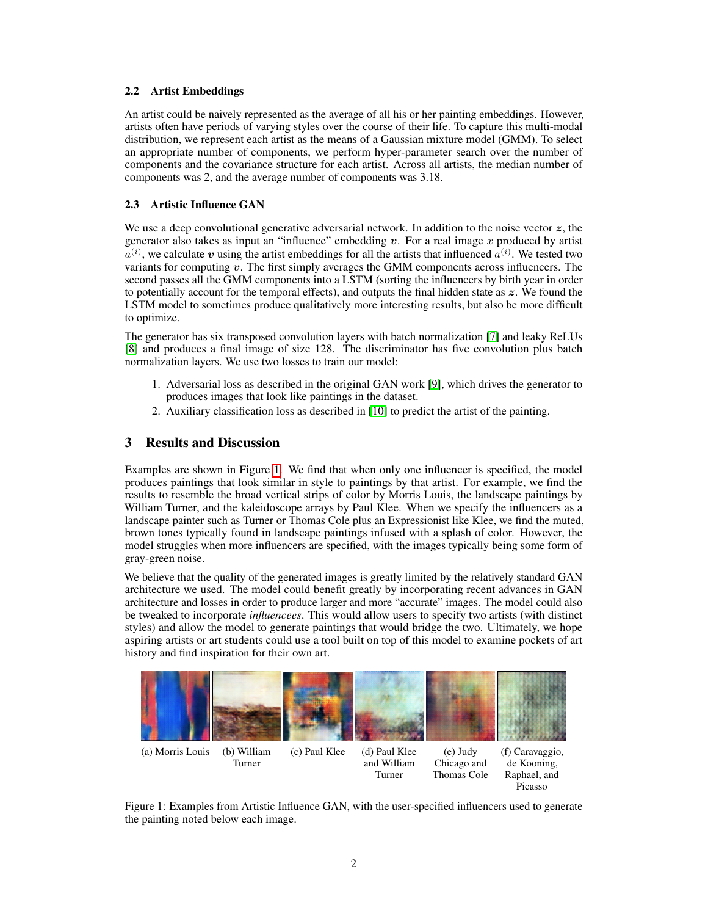### 2.2 Artist Embeddings

An artist could be naively represented as the average of all his or her painting embeddings. However, artists often have periods of varying styles over the course of their life. To capture this multi-modal distribution, we represent each artist as the means of a Gaussian mixture model (GMM). To select an appropriate number of components, we perform hyper-parameter search over the number of components and the covariance structure for each artist. Across all artists, the median number of components was 2, and the average number of components was 3.18.

### 2.3 Artistic Influence GAN

We use a deep convolutional generative adversarial network. In addition to the noise vector $z$, the generator also takes as input an "influence" embedding $v$. For a real image $x$ produced by artist $a^{(i)}$, we calculate $v$ using the artist embeddings for all the artists that influenced $a^{(i)}$. We tested two variants for computing $v$. The first simply averages the GMM components across influencers. The second passes all the GMM components into a LSTM (sorting the influencers by birth year in order to potentially account for the temporal effects), and outputs the final hidden state as $z$. We found the LSTM model to sometimes produce qualitatively more interesting results, but also be more difficult to optimize.

The generator has six transposed convolution layers with batch normalization [7] and leaky ReLUs [8] and produces a final image of size 128. The discriminator has five convolution plus batch normalization layers. We use two losses to train our model:

1. Adversarial loss as described in the original GAN work [9], which drives the generator to produces images that look like paintings in the dataset.
2. Auxiliary classification loss as described in [10] to predict the artist of the painting.

## 3 Results and Discussion

Examples are shown in Figure 1. We find that when only one influencer is specified, the model produces paintings that look similar in style to paintings by that artist. For example, we find the results to resemble the broad vertical strips of color by Morris Louis, the landscape paintings by William Turner, and the kaleidoscope arrays by Paul Klee. When we specify the influencers as a landscape painter such as Turner or Thomas Cole plus an Expressionist like Klee, we find the muted, brown tones typically found in landscape paintings infused with a splash of color. However, the model struggles when more influencers are specified, with the images typically being some form of gray-green noise.

We believe that the quality of the generated images is greatly limited by the relatively standard GAN architecture we used. The model could benefit greatly by incorporating recent advances in GAN architecture and losses in order to produce larger and more "accurate" images. The model could also be tweaked to incorporate *influencees*. This would allow users to specify two artists (with distinct styles) and allow the model to generate paintings that would bridge the two. Ultimately, we hope aspiring artists or art students could use a tool built on top of this model to examine pockets of art history and find inspiration for their own art.

(a) Morris Louis (b) William Turner (c) Paul Klee (d) Paul Klee and William Turner (e) Judy Chicago and Thomas Cole (f) Caravaggio, de Kooning, Raphael, and Picasso

Figure 1: Examples from Artistic Influence GAN, with the user-specified influencers used to generate the painting noted below each image.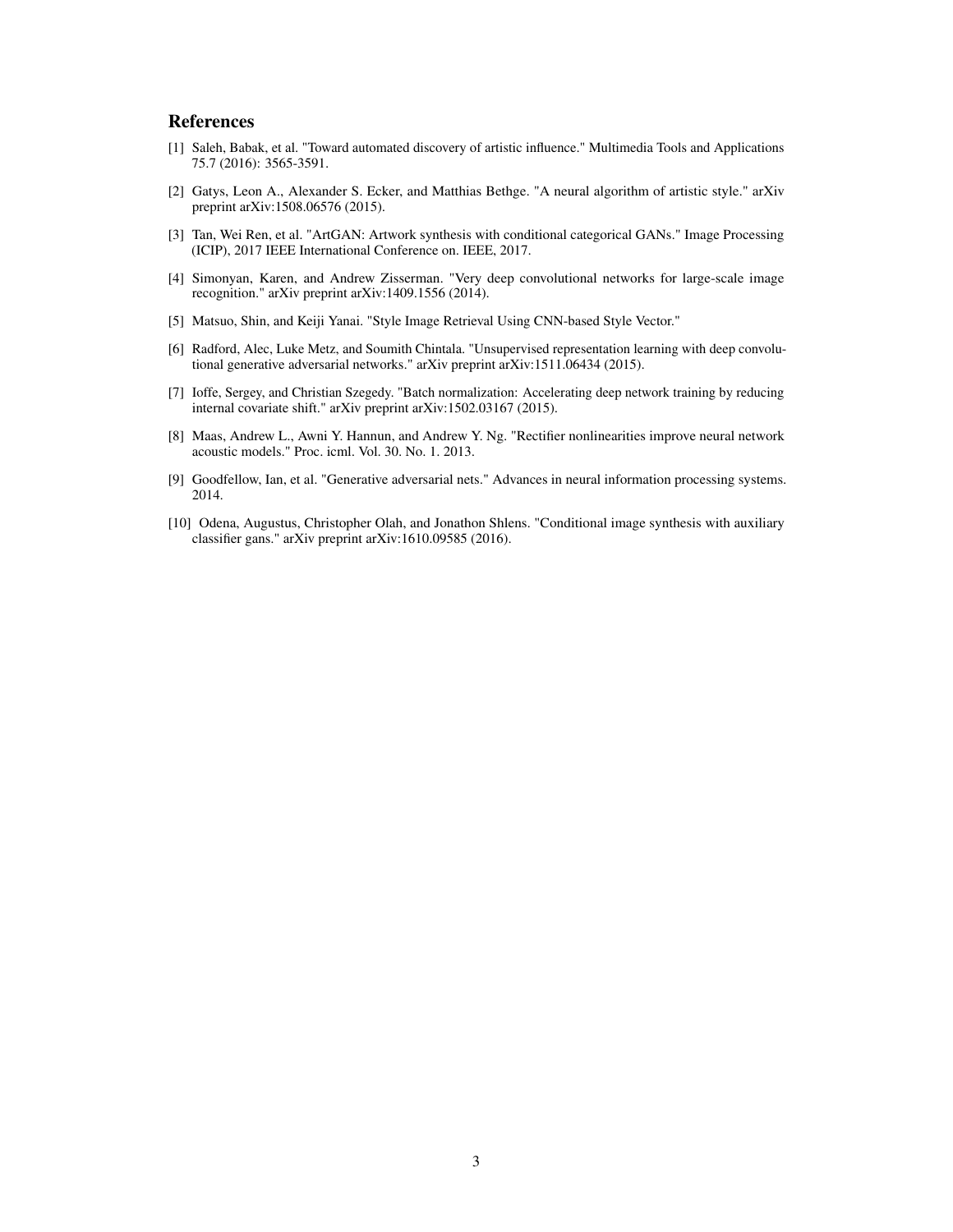## References

[1] Saleh, Babak, et al. "Toward automated discovery of artistic influence." Multimedia Tools and Applications 75.7 (2016): 3565-3591.

[2] Gatys, Leon A., Alexander S. Ecker, and Matthias Bethge. "A neural algorithm of artistic style." arXiv preprint arXiv:1508.06576 (2015).

[3] Tan, Wei Ren, et al. "ArtGAN: Artwork synthesis with conditional categorical GANs." Image Processing (ICIP), 2017 IEEE International Conference on. IEEE, 2017.

[4] Simonyan, Karen, and Andrew Zisserman. "Very deep convolutional networks for large-scale image recognition." arXiv preprint arXiv:1409.1556 (2014).

[5] Matsuo, Shin, and Keiji Yanai. "Style Image Retrieval Using CNN-based Style Vector."

[6] Radford, Alec, Luke Metz, and Soumith Chintala. "Unsupervised representation learning with deep convolutional generative adversarial networks." arXiv preprint arXiv:1511.06434 (2015).

[7] Ioffe, Sergey, and Christian Szegedy. "Batch normalization: Accelerating deep network training by reducing internal covariate shift." arXiv preprint arXiv:1502.03167 (2015).

[8] Maas, Andrew L., Awni Y. Hannun, and Andrew Y. Ng. "Rectifier nonlinearities improve neural network acoustic models." Proc. icml. Vol. 30. No. 1. 2013.

[9] Goodfellow, Ian, et al. "Generative adversarial nets." Advances in neural information processing systems. 2014.

[10] Odena, Augustus, Christopher Olah, and Jonathon Shlens. "Conditional image synthesis with auxiliary classifier gans." arXiv preprint arXiv:1610.09585 (2016).